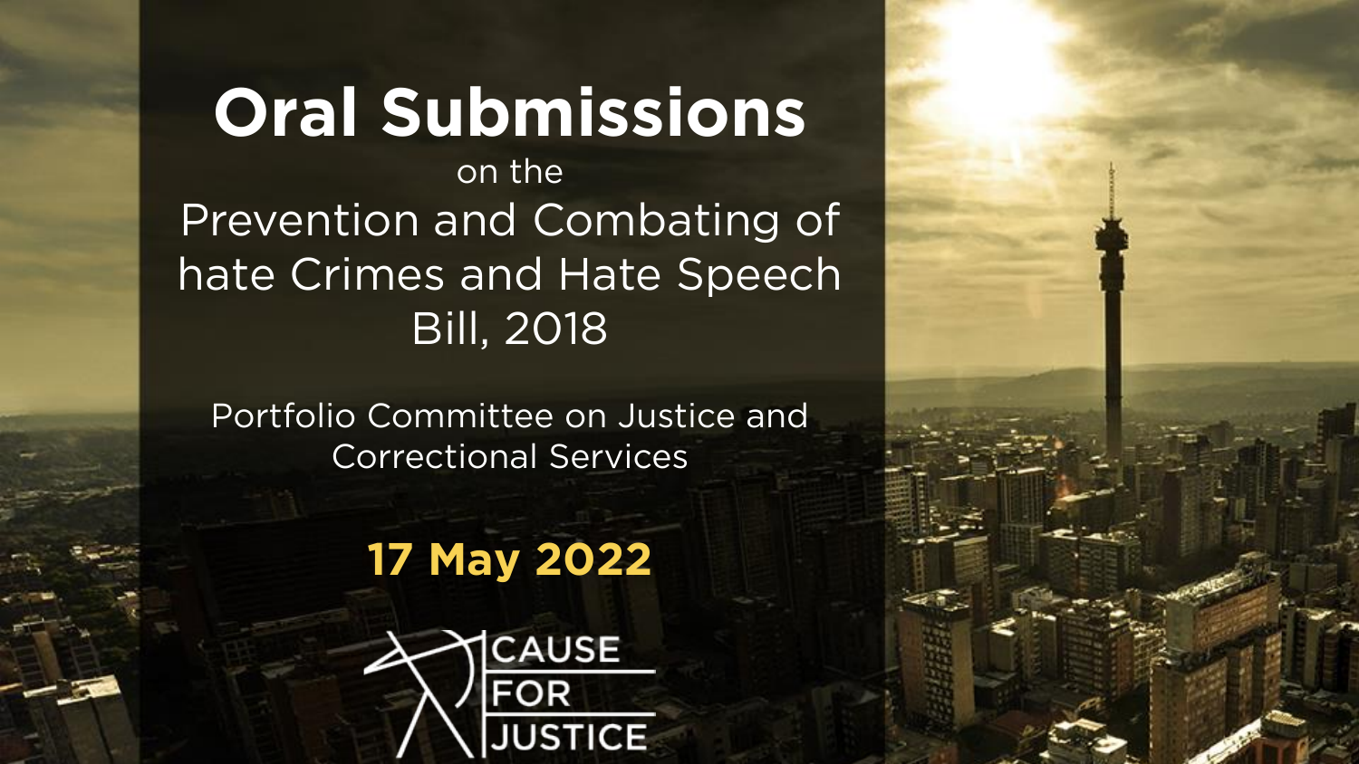# Oral Submissions

on the

Prevention and Combating of hate Crimes and Hate Speech Bill, 2018

Portfolio Committee on Justice and Correctional Services

**17 May 2022**

CAUSE FOR JUSTICE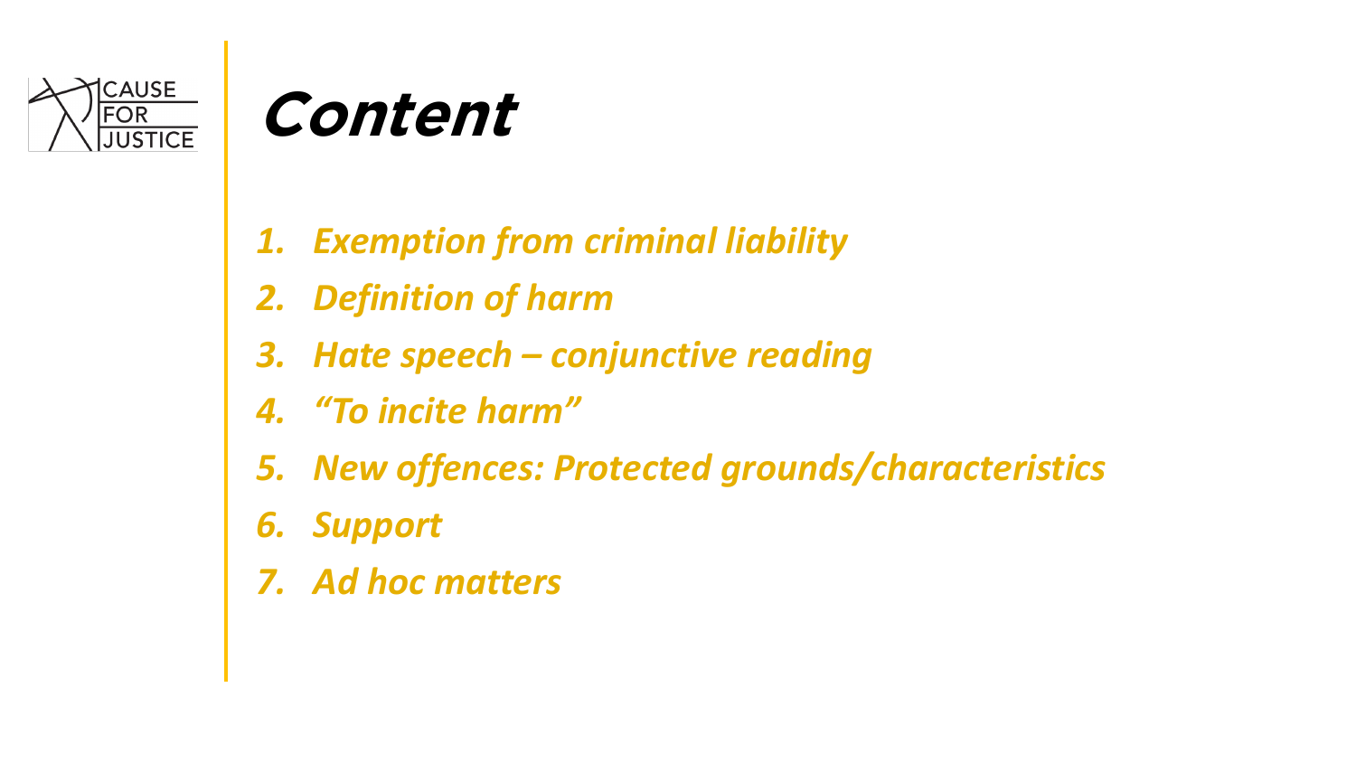# Content

1. *Exemption from criminal liability*
2. *Definition of harm*
3. *Hate speech – conjunctive reading*
4. *"To incite harm"*
5. *New offences: Protected grounds/characteristics*
6. *Support*
7. *Ad hoc matters*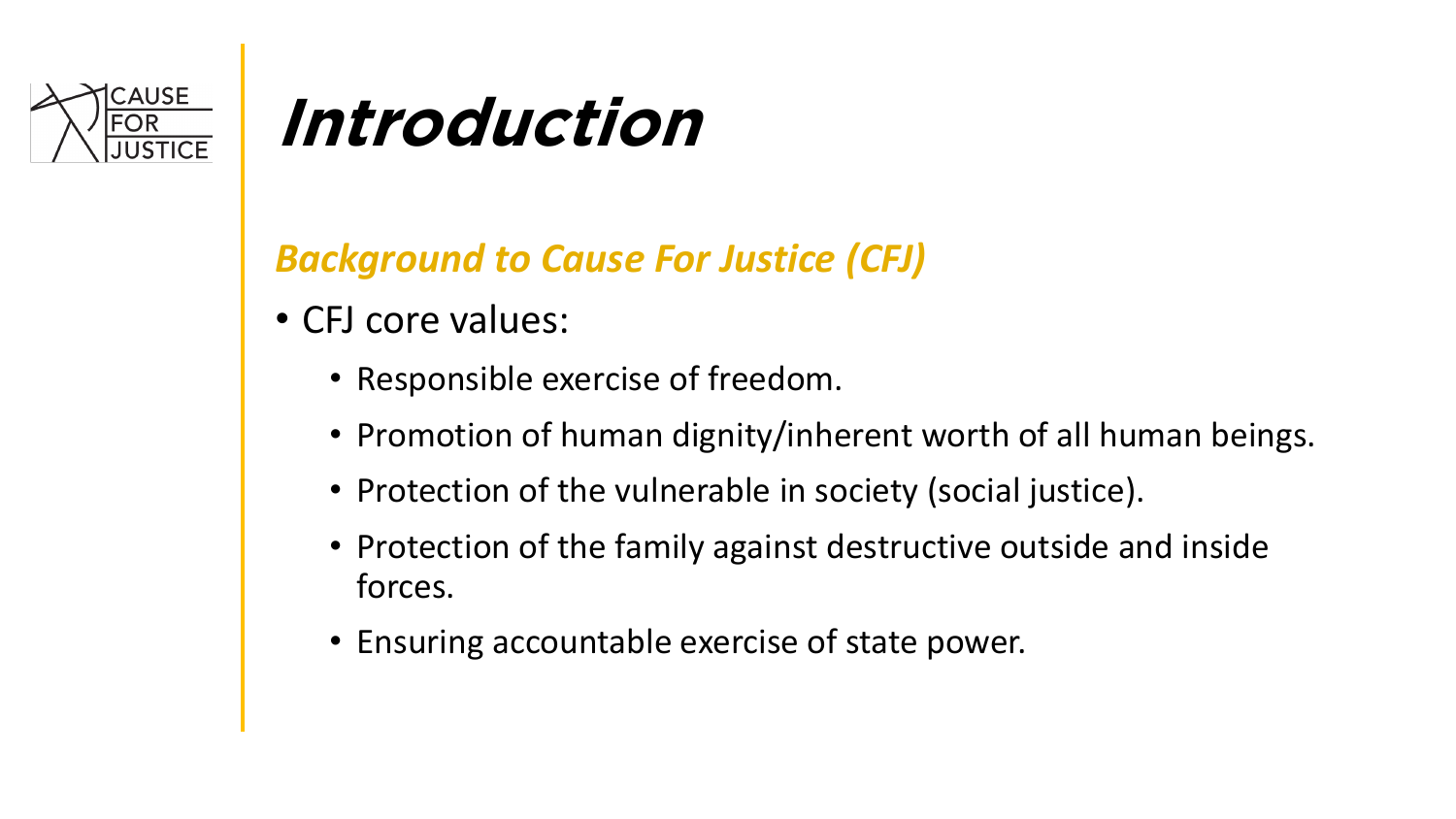# Introduction

### *Background to Cause For Justice (CFJ)*

- CFJ core values:
  - Responsible exercise of freedom.
  - Promotion of human dignity/inherent worth of all human beings.
  - Protection of the vulnerable in society (social justice).
  - Protection of the family against destructive outside and inside forces.
  - Ensuring accountable exercise of state power.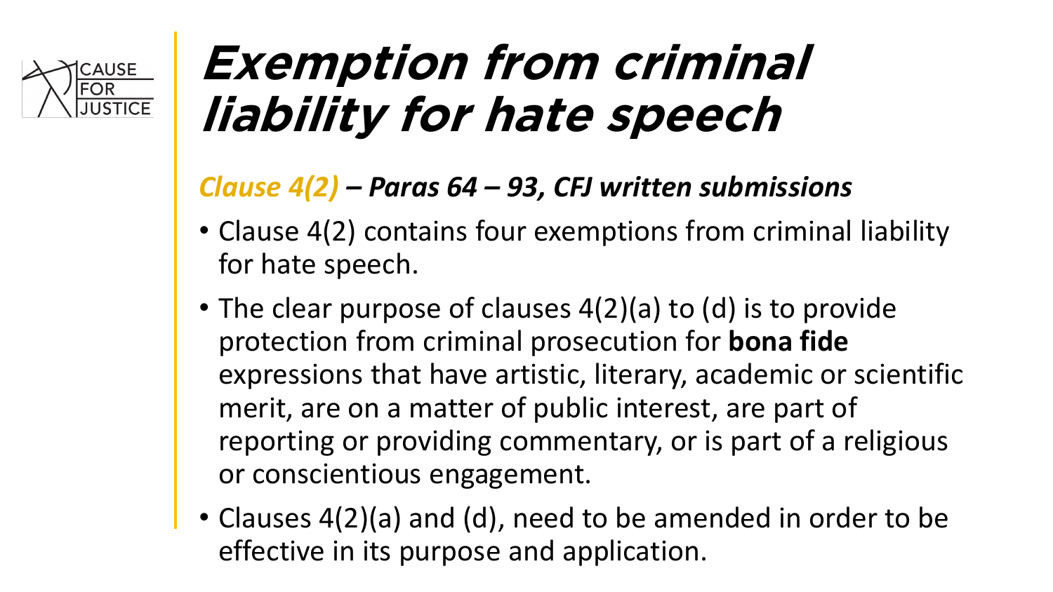# *Exemption from criminal liability for hate speech*

***Clause 4(2) – Paras 64 – 93, CFJ written submissions***

- Clause 4(2) contains four exemptions from criminal liability for hate speech.
- The clear purpose of clauses 4(2)(a) to (d) is to provide protection from criminal prosecution for **bona fide** expressions that have artistic, literary, academic or scientific merit, are on a matter of public interest, are part of reporting or providing commentary, or is part of a religious or conscientious engagement.
- Clauses 4(2)(a) and (d), need to be amended in order to be effective in its purpose and application.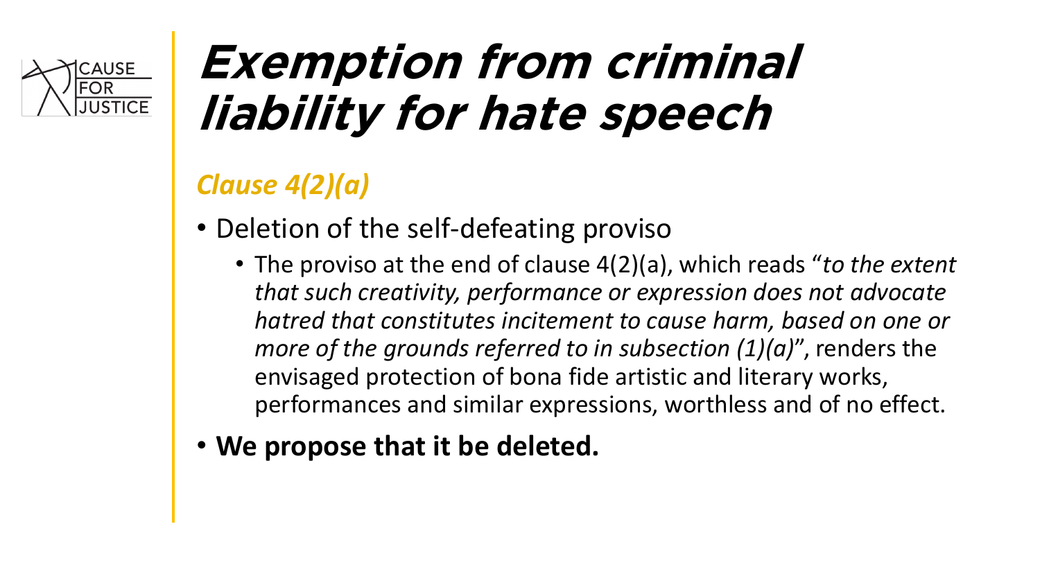# Exemption from criminal liability for hate speech

### *Clause 4(2)(a)*

- Deletion of the self-defeating proviso
  - The proviso at the end of clause 4(2)(a), which reads "*to the extent that such creativity, performance or expression does not advocate hatred that constitutes incitement to cause harm, based on one or more of the grounds referred to in subsection (1)(a)*", renders the envisaged protection of bona fide artistic and literary works, performances and similar expressions, worthless and of no effect.
- **We propose that it be deleted.**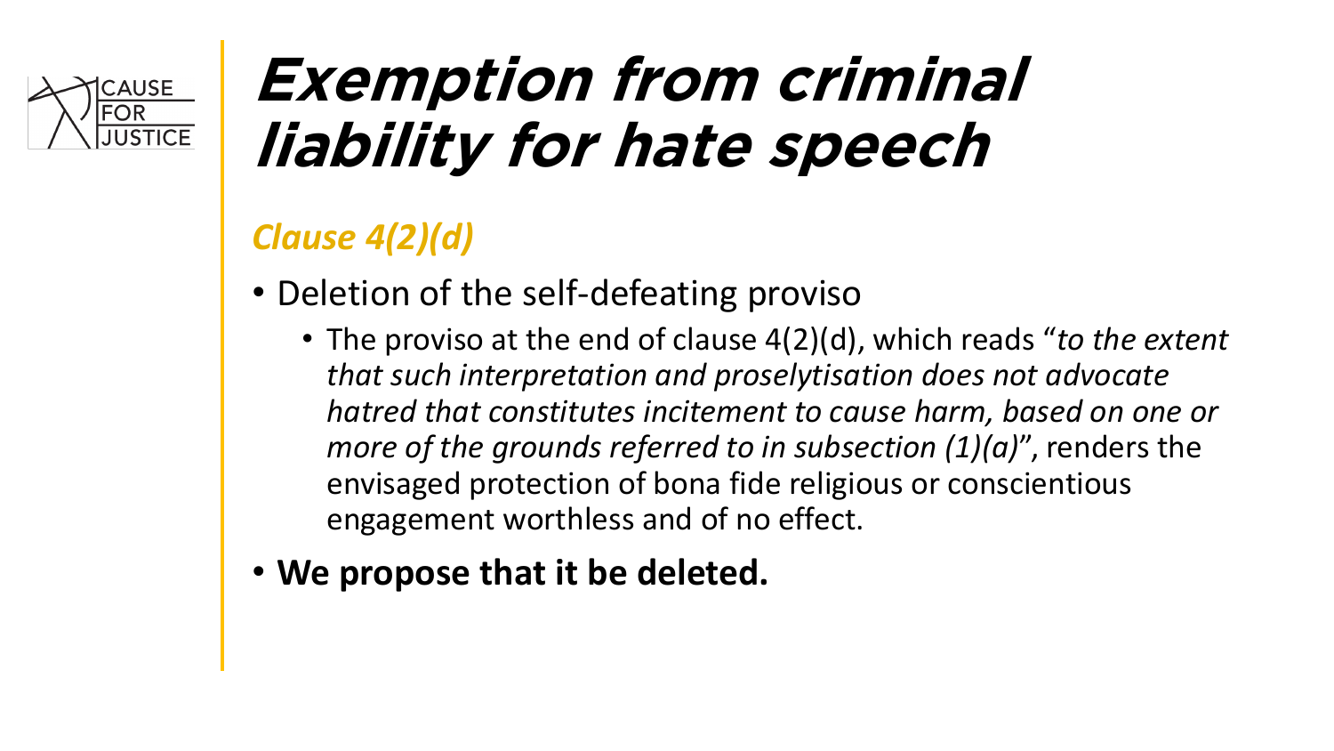# Exemption from criminal liability for hate speech

### *Clause 4(2)(d)*

- Deletion of the self-defeating proviso
  - The proviso at the end of clause 4(2)(d), which reads "*to the extent that such interpretation and proselytisation does not advocate hatred that constitutes incitement to cause harm, based on one or more of the grounds referred to in subsection (1)(a)*", renders the envisaged protection of bona fide religious or conscientious engagement worthless and of no effect.
- **We propose that it be deleted.**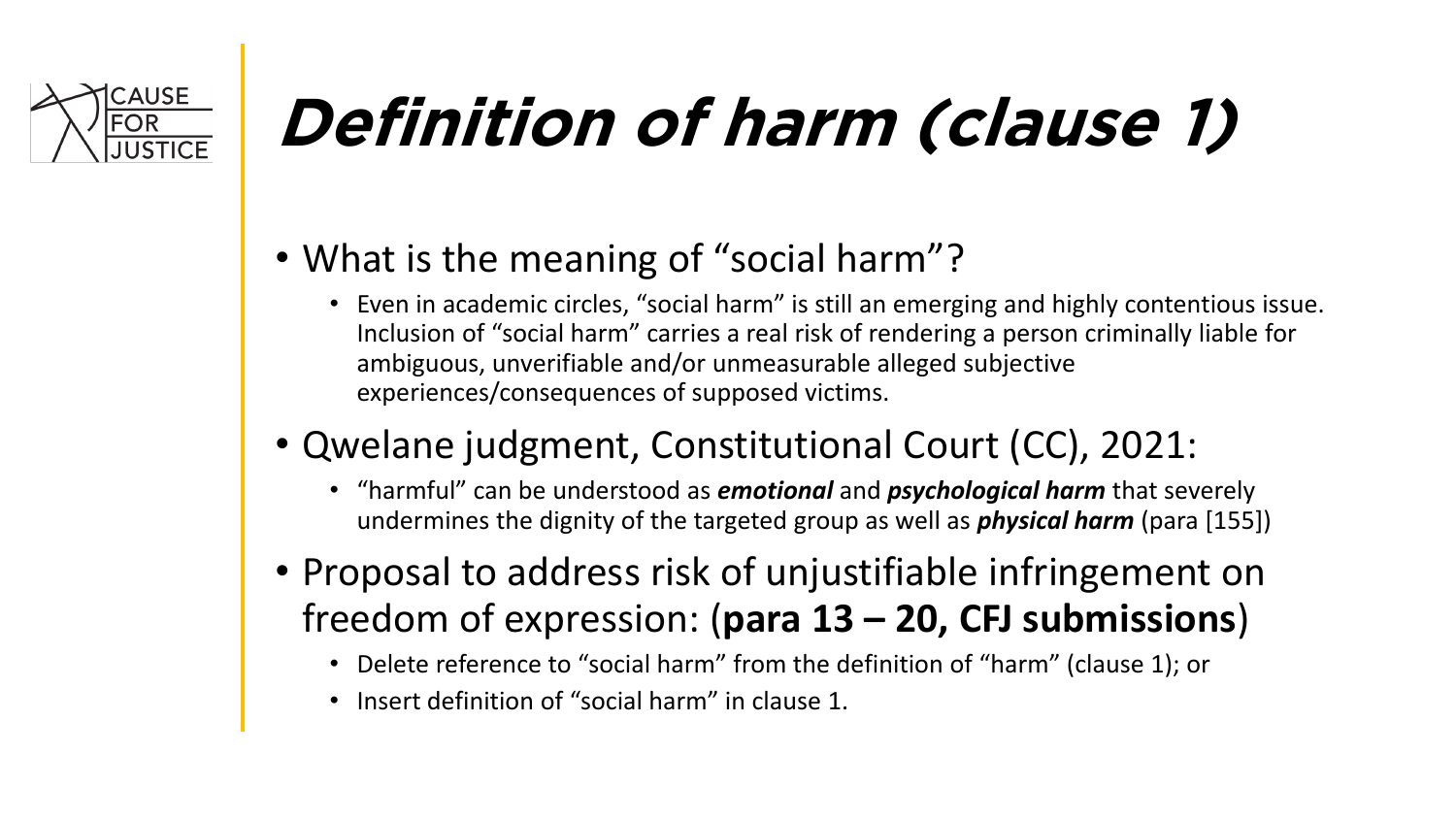# Definition of harm (clause 1)

- What is the meaning of "social harm"?
  - Even in academic circles, "social harm" is still an emerging and highly contentious issue. Inclusion of "social harm" carries a real risk of rendering a person criminally liable for ambiguous, unverifiable and/or unmeasurable alleged subjective experiences/consequences of supposed victims.
- Qwelane judgment, Constitutional Court (CC), 2021:
  - "harmful" can be understood as ***emotional*** and ***psychological harm*** that severely undermines the dignity of the targeted group as well as ***physical harm*** (para [155])
- Proposal to address risk of unjustifiable infringement on freedom of expression: (**para 13 – 20, CFJ submissions**)
  - Delete reference to "social harm" from the definition of "harm" (clause 1); or
  - Insert definition of "social harm" in clause 1.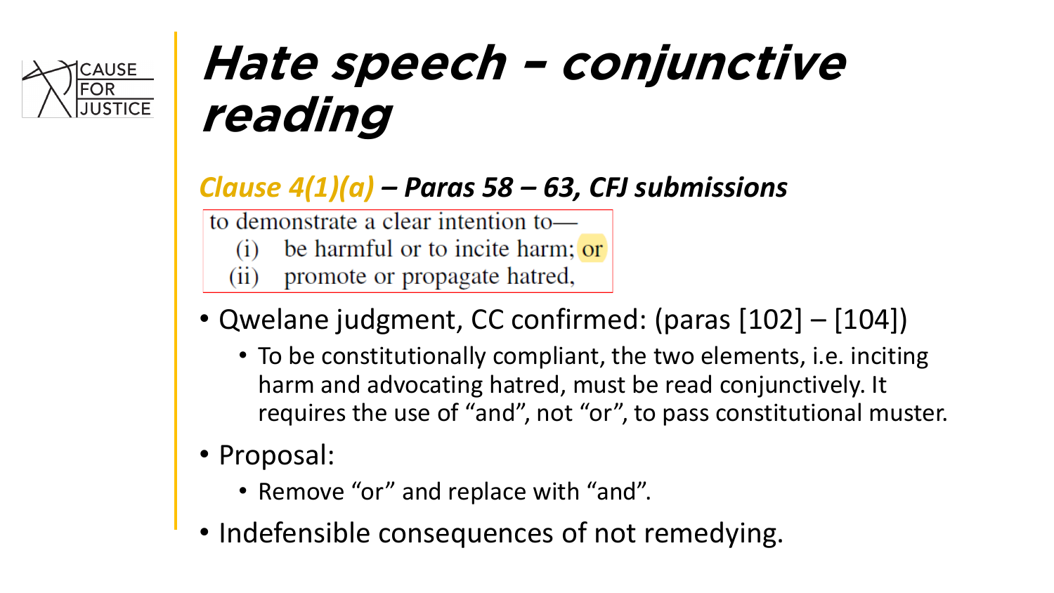# Hate speech – conjunctive reading

### *Clause 4(1)(a) – Paras 58 – 63, CFJ submissions*

> to demonstrate a clear intention to—
> (i) be harmful or to incite harm; or
> (ii) promote or propagate hatred,

- Qwelane judgment, CC confirmed: (paras [102] – [104])
  - To be constitutionally compliant, the two elements, i.e. inciting harm and advocating hatred, must be read conjunctively. It requires the use of "and", not "or", to pass constitutional muster.
- Proposal:
  - Remove "or" and replace with "and".
- Indefensible consequences of not remedying.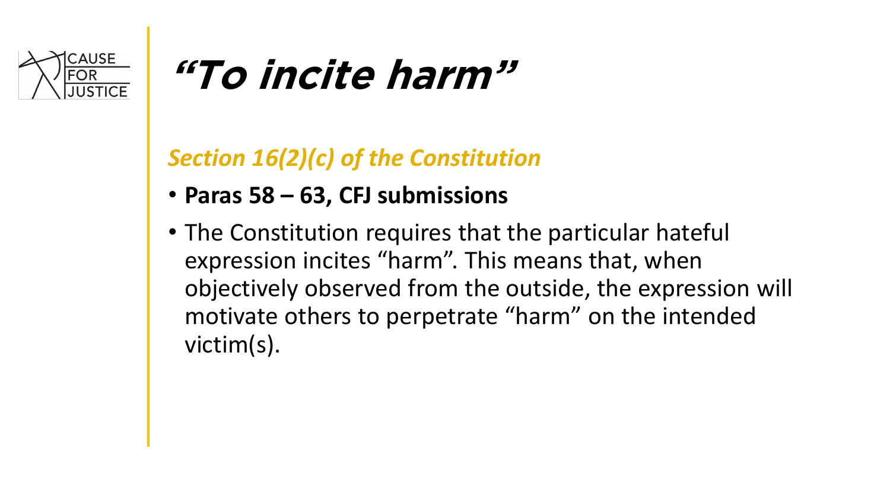# *"To incite harm"*

## *Section 16(2)(c) of the Constitution*

- **Paras 58 – 63, CFJ submissions**
- The Constitution requires that the particular hateful expression incites "harm". This means that, when objectively observed from the outside, the expression will motivate others to perpetrate "harm" on the intended victim(s).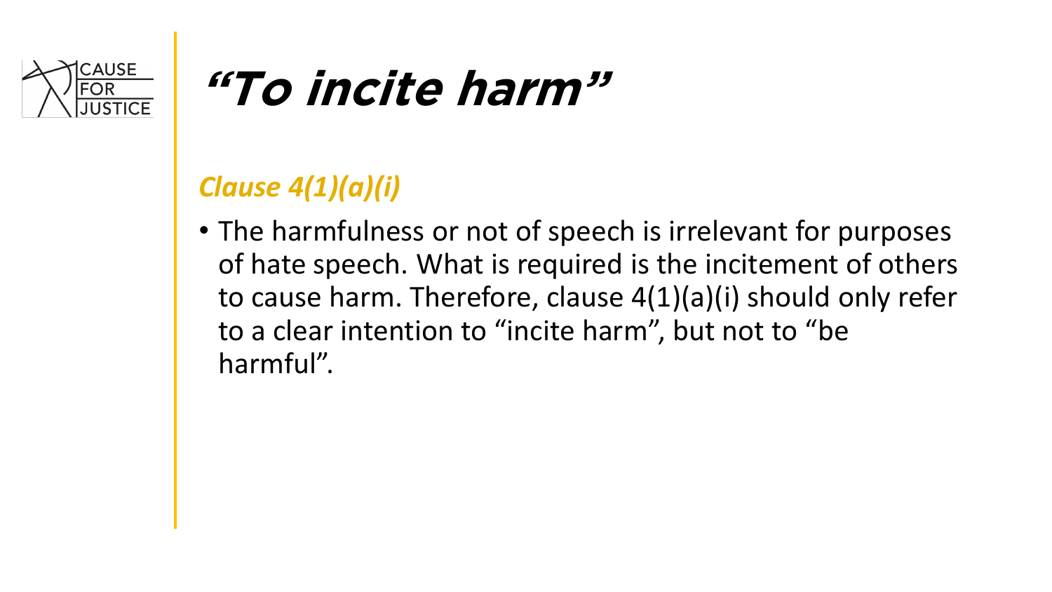# *"To incite harm"*

### *Clause 4(1)(a)(i)*

- The harmfulness or not of speech is irrelevant for purposes of hate speech. What is required is the incitement of others to cause harm. Therefore, clause 4(1)(a)(i) should only refer to a clear intention to "incite harm", but not to "be harmful".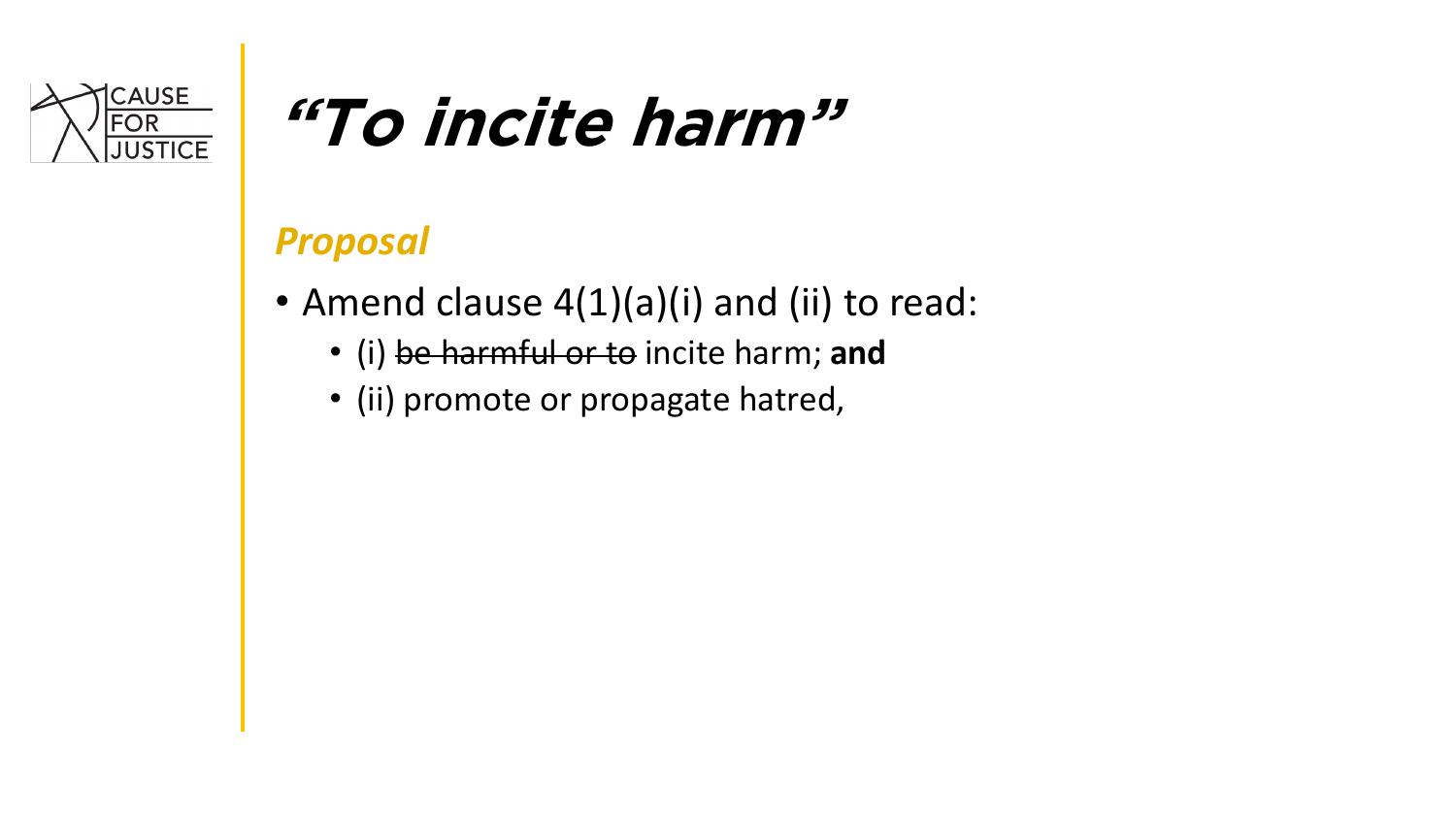# *“To incite harm”*

## *Proposal*

- Amend clause 4(1)(a)(i) and (ii) to read:
  - (i) ~~be harmful or to~~ incite harm; **and**
  - (ii) promote or propagate hatred,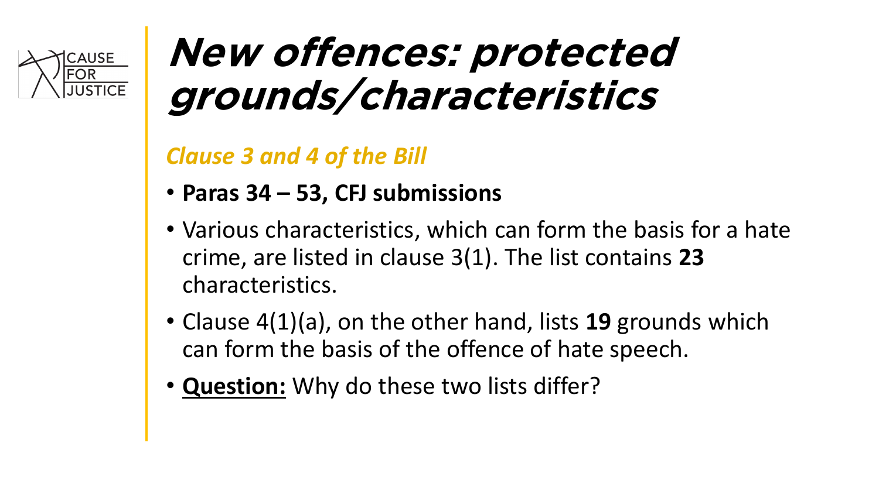# New offences: protected grounds/characteristics

*Clause 3 and 4 of the Bill*

- **Paras 34 – 53, CFJ submissions**
- Various characteristics, which can form the basis for a hate crime, are listed in clause 3(1). The list contains **23** characteristics.
- Clause 4(1)(a), on the other hand, lists **19** grounds which can form the basis of the offence of hate speech.
- <u>**Question:**</u> Why do these two lists differ?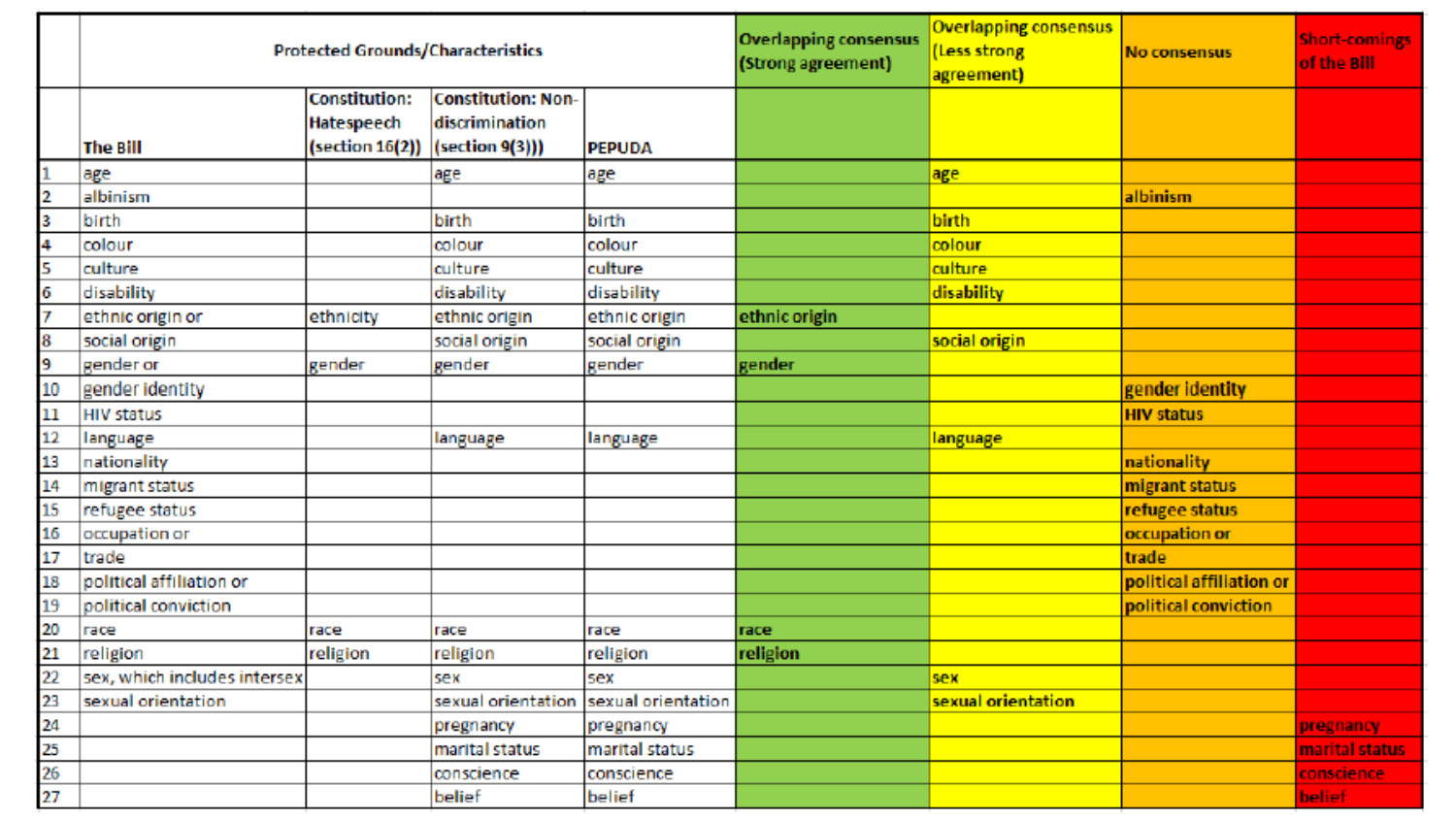| | Protected Grounds/Characteristics | | | | Overlapping consensus (Strong agreement) | Overlapping consensus (Less strong agreement) | No consensus | Short-comings of the Bill |
|---|---|---|---|---|---|---|---|---|
| | The Bill | Constitution: Hatespeech (section 16(2)) | Constitution: Non-discrimination (section 9(3)) | PEPUDA | | | | |
| 1 | age | | age | age | | age | | |
| 2 | albinism | | | | | | albinism | |
| 3 | birth | | birth | birth | | birth | | |
| 4 | colour | | colour | colour | | colour | | |
| 5 | culture | | culture | culture | | culture | | |
| 6 | disability | | disability | disability | | disability | | |
| 7 | ethnic origin or | ethnicity | ethnic origin | ethnic origin | ethnic origin | | | |
| 8 | social origin | | social origin | social origin | | social origin | | |
| 9 | gender or | gender | gender | gender | gender | | | |
| 10 | gender identity | | | | | | gender identity | |
| 11 | HIV status | | | | | | HIV status | |
| 12 | language | | language | language | | language | | |
| 13 | nationality | | | | | | nationality | |
| 14 | migrant status | | | | | | migrant status | |
| 15 | refugee status | | | | | | refugee status | |
| 16 | occupation or | | | | | | occupation or | |
| 17 | trade | | | | | | trade | |
| 18 | political affiliation or | | | | | | political affiliation or | |
| 19 | political conviction | | | | | | political conviction | |
| 20 | race | race | race | race | race | | | |
| 21 | religion | religion | religion | religion | religion | | | |
| 22 | sex, which includes intersex | | sex | sex | | sex | | |
| 23 | sexual orientation | | sexual orientation | sexual orientation | | sexual orientation | | |
| 24 | | | pregnancy | pregnancy | | | | pregnancy |
| 25 | | | marital status | marital status | | | | marital status |
| 26 | | | conscience | conscience | | | | conscience |
| 27 | | | belief | belief | | | | belief |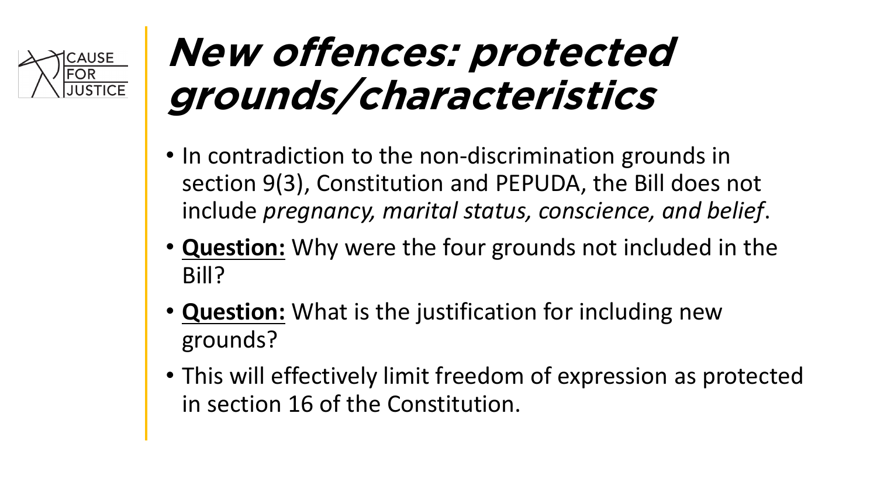# New offences: protected grounds/characteristics

- In contradiction to the non-discrimination grounds in section 9(3), Constitution and PEPUDA, the Bill does not include *pregnancy, marital status, conscience, and belief*.
- **Question:** Why were the four grounds not included in the Bill?
- **Question:** What is the justification for including new grounds?
- This will effectively limit freedom of expression as protected in section 16 of the Constitution.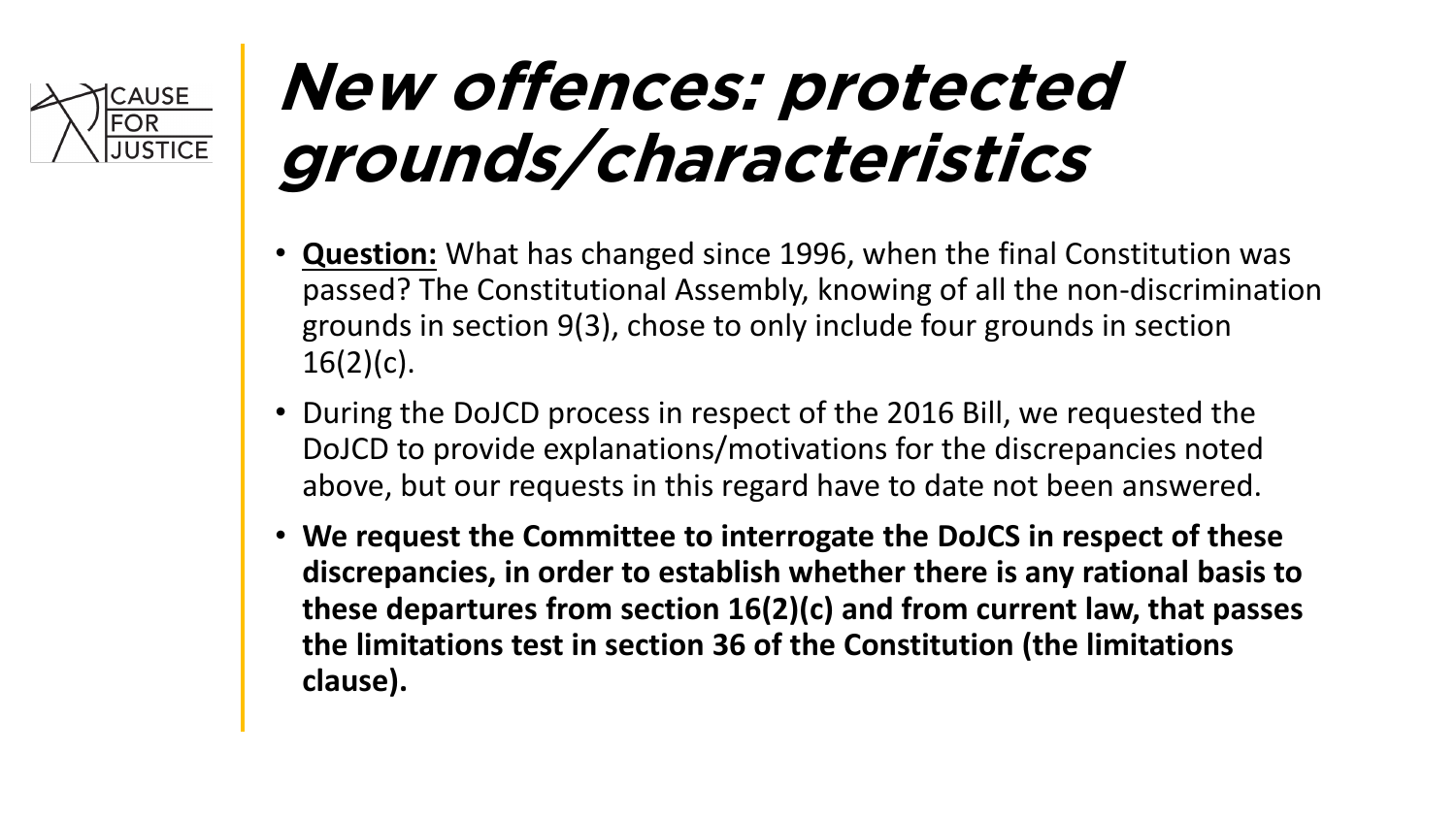# New offences: protected grounds/characteristics

- **Question:** What has changed since 1996, when the final Constitution was passed? The Constitutional Assembly, knowing of all the non-discrimination grounds in section 9(3), chose to only include four grounds in section 16(2)(c).
- During the DoJCD process in respect of the 2016 Bill, we requested the DoJCD to provide explanations/motivations for the discrepancies noted above, but our requests in this regard have to date not been answered.
- **We request the Committee to interrogate the DoJCS in respect of these discrepancies, in order to establish whether there is any rational basis to these departures from section 16(2)(c) and from current law, that passes the limitations test in section 36 of the Constitution (the limitations clause).**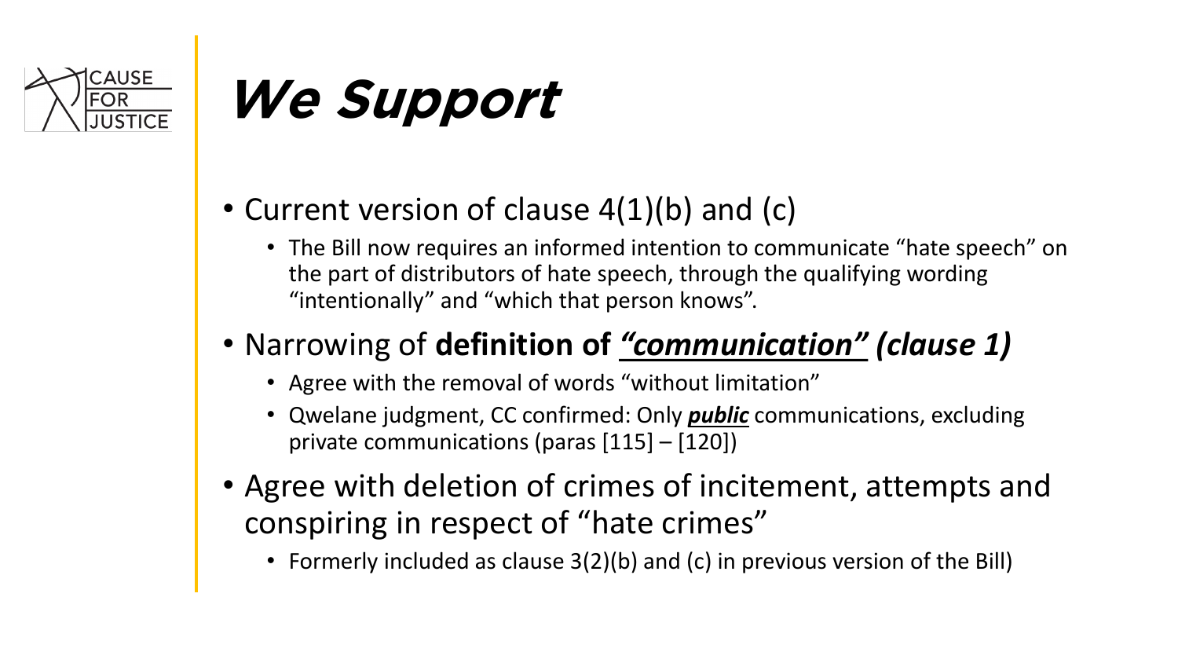# *We Support*

- Current version of clause 4(1)(b) and (c)
  - The Bill now requires an informed intention to communicate "hate speech" on the part of distributors of hate speech, through the qualifying wording "intentionally" and "which that person knows".
- Narrowing of **definition of *<u>"communication"</u> (clause 1)***
  - Agree with the removal of words "without limitation"
  - Qwelane judgment, CC confirmed: Only ***<u>public</u>*** communications, excluding private communications (paras [115] – [120])
- Agree with deletion of crimes of incitement, attempts and conspiring in respect of "hate crimes"
  - Formerly included as clause 3(2)(b) and (c) in previous version of the Bill)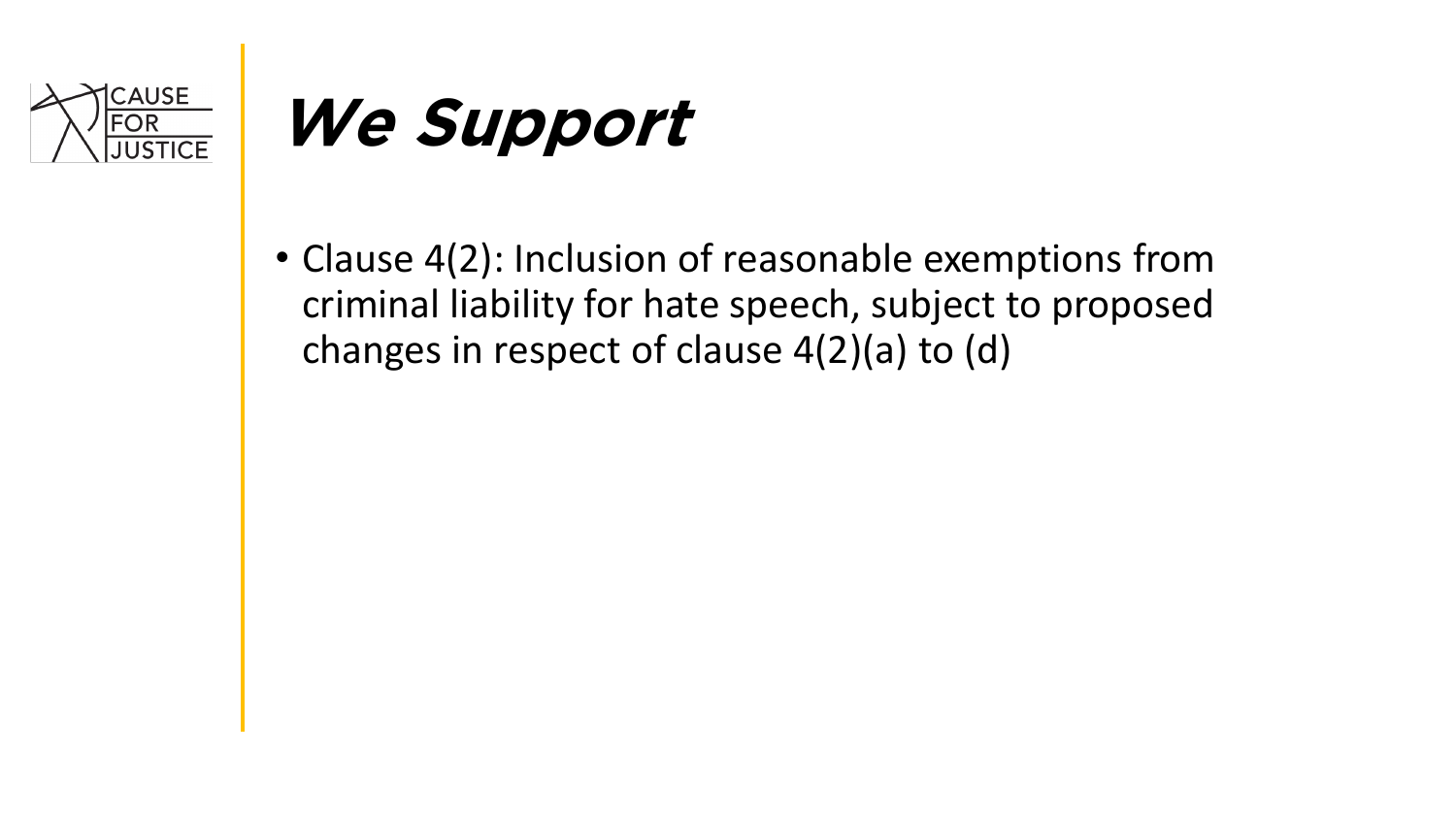# We Support

- Clause 4(2): Inclusion of reasonable exemptions from criminal liability for hate speech, subject to proposed changes in respect of clause 4(2)(a) to (d)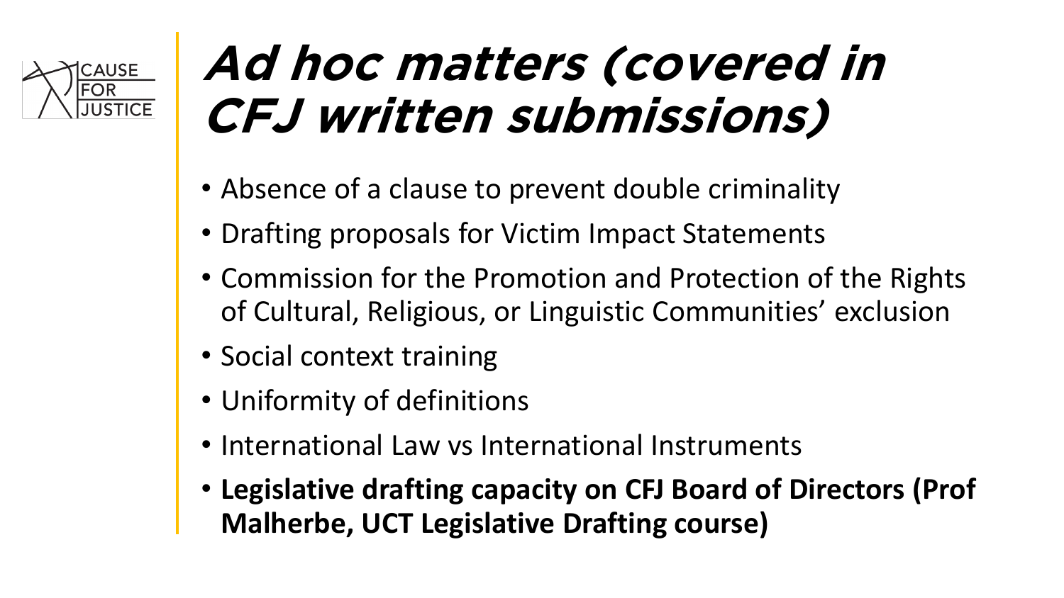# *Ad hoc matters (covered in CFJ written submissions)*

- Absence of a clause to prevent double criminality
- Drafting proposals for Victim Impact Statements
- Commission for the Promotion and Protection of the Rights of Cultural, Religious, or Linguistic Communities' exclusion
- Social context training
- Uniformity of definitions
- International Law vs International Instruments
- **Legislative drafting capacity on CFJ Board of Directors (Prof Malherbe, UCT Legislative Drafting course)**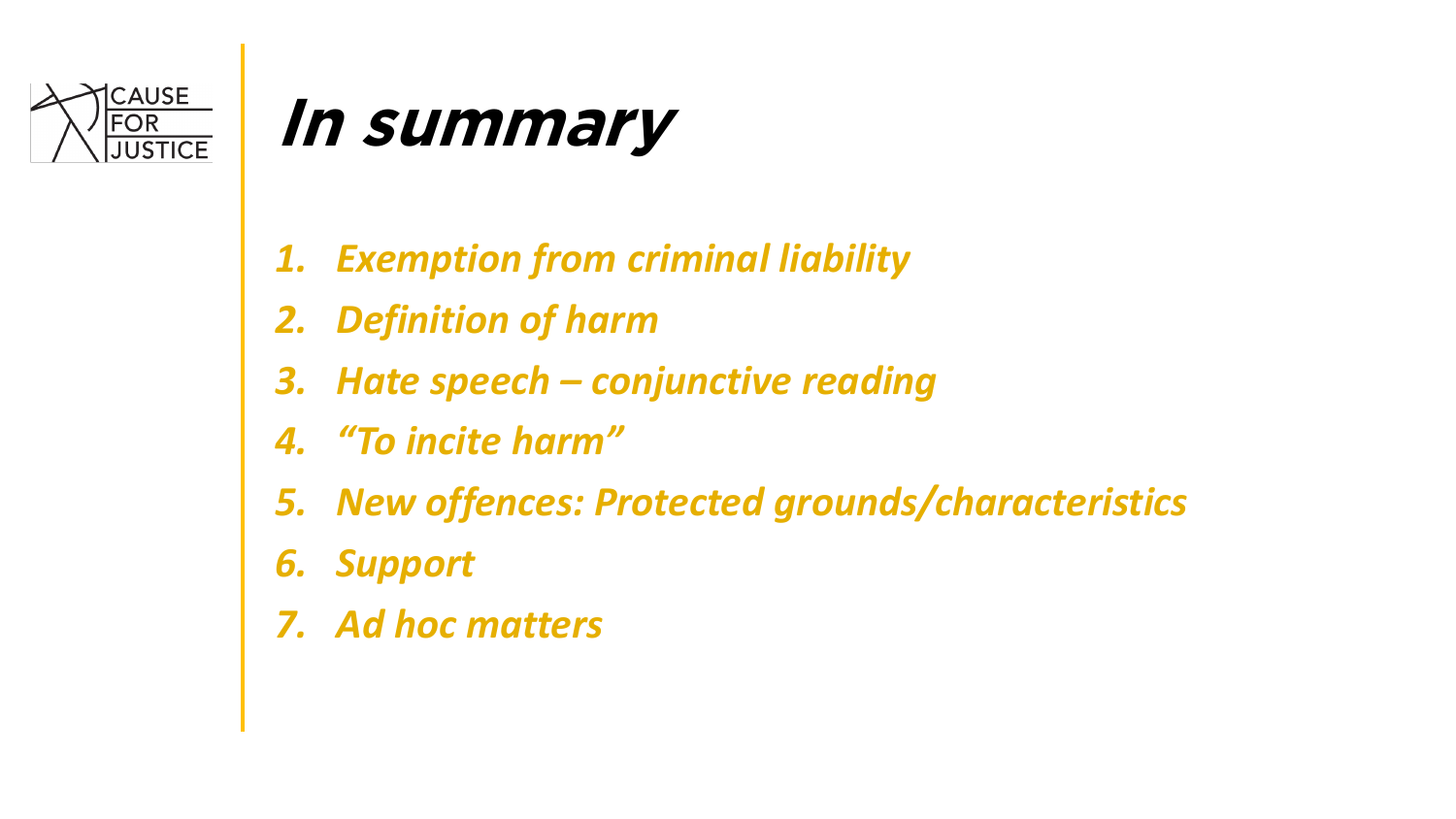# *In summary*

1. *Exemption from criminal liability*
2. *Definition of harm*
3. *Hate speech – conjunctive reading*
4. *"To incite harm"*
5. *New offences: Protected grounds/characteristics*
6. *Support*
7. *Ad hoc matters*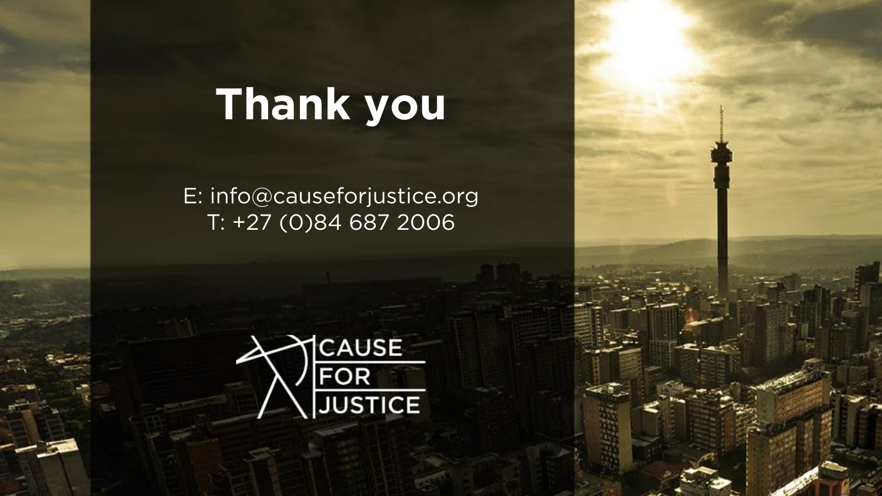# Thank you

E: info@causeforjustice.org
T: +27 (0)84 687 2006

CAUSE FOR JUSTICE